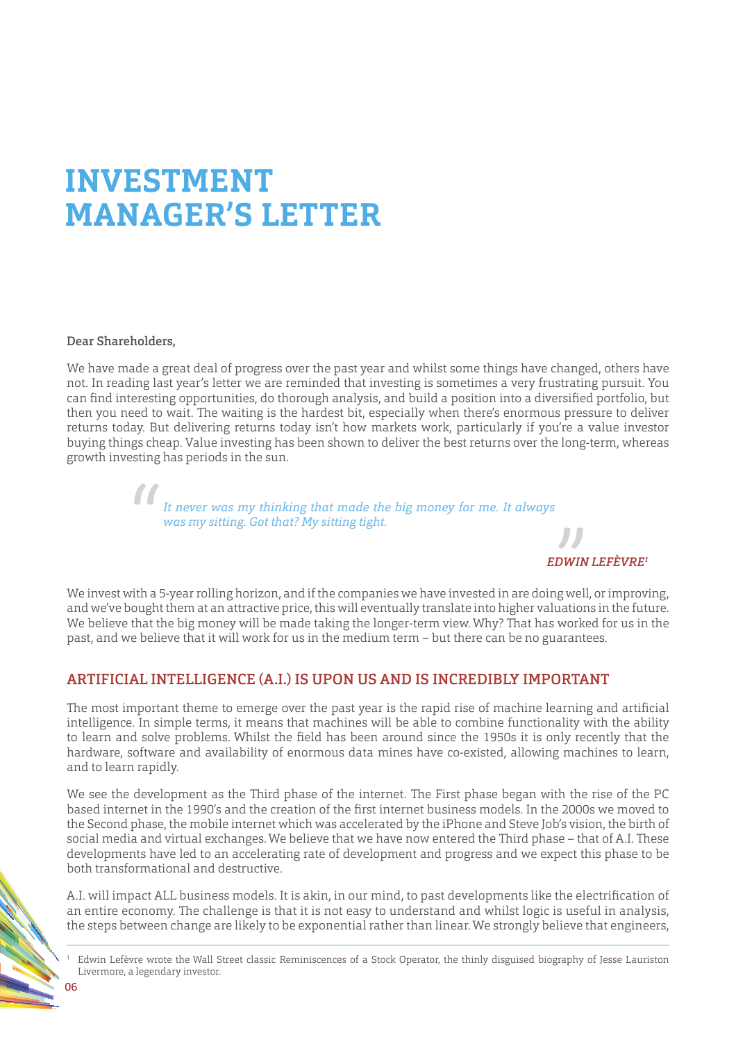# INVESTMENT MANAGER'S LETTER

**Dear Shareholders,**

We have made a great deal of progress over the past year and whilst some things have changed, others have not. In reading last year's letter we are reminded that investing is sometimes a very frustrating pursuit. You can find interesting opportunities, do thorough analysis, and build a position into a diversified portfolio, but then you need to wait. The waiting is the hardest bit, especially when there's enormous pressure to deliver returns today. But delivering returns today isn't how markets work, particularly if you're a value investor buying things cheap. Value investing has been shown to deliver the best returns over the long-term, whereas growth investing has periods in the sun.

> *It never was my thinking that made the big money for me. It always was my sitting. Got that? My sitting tight.*
>
> ***EDWIN LEFÈVRE[1]***

We invest with a 5-year rolling horizon, and if the companies we have invested in are doing well, or improving, and we've bought them at an attractive price, this will eventually translate into higher valuations in the future. We believe that the big money will be made taking the longer-term view. Why? That has worked for us in the past, and we believe that it will work for us in the medium term – but there can be no guarantees.

## ARTIFICIAL INTELLIGENCE (A.I.) IS UPON US AND IS INCREDIBLY IMPORTANT

The most important theme to emerge over the past year is the rapid rise of machine learning and artificial intelligence. In simple terms, it means that machines will be able to combine functionality with the ability to learn and solve problems. Whilst the field has been around since the 1950s it is only recently that the hardware, software and availability of enormous data mines have co-existed, allowing machines to learn, and to learn rapidly.

We see the development as the Third phase of the internet. The First phase began with the rise of the PC based internet in the 1990's and the creation of the first internet business models. In the 2000s we moved to the Second phase, the mobile internet which was accelerated by the iPhone and Steve Job's vision, the birth of social media and virtual exchanges. We believe that we have now entered the Third phase – that of A.I. These developments have led to an accelerating rate of development and progress and we expect this phase to be both transformational and destructive.

A.I. will impact ALL business models. It is akin, in our mind, to past developments like the electrification of an entire economy. The challenge is that it is not easy to understand and whilst logic is useful in analysis, the steps between change are likely to be exponential rather than linear. We strongly believe that engineers,

---

[1] Edwin Lefèvre wrote the Wall Street classic Reminiscences of a Stock Operator, the thinly disguised biography of Jesse Lauriston Livermore, a legendary investor.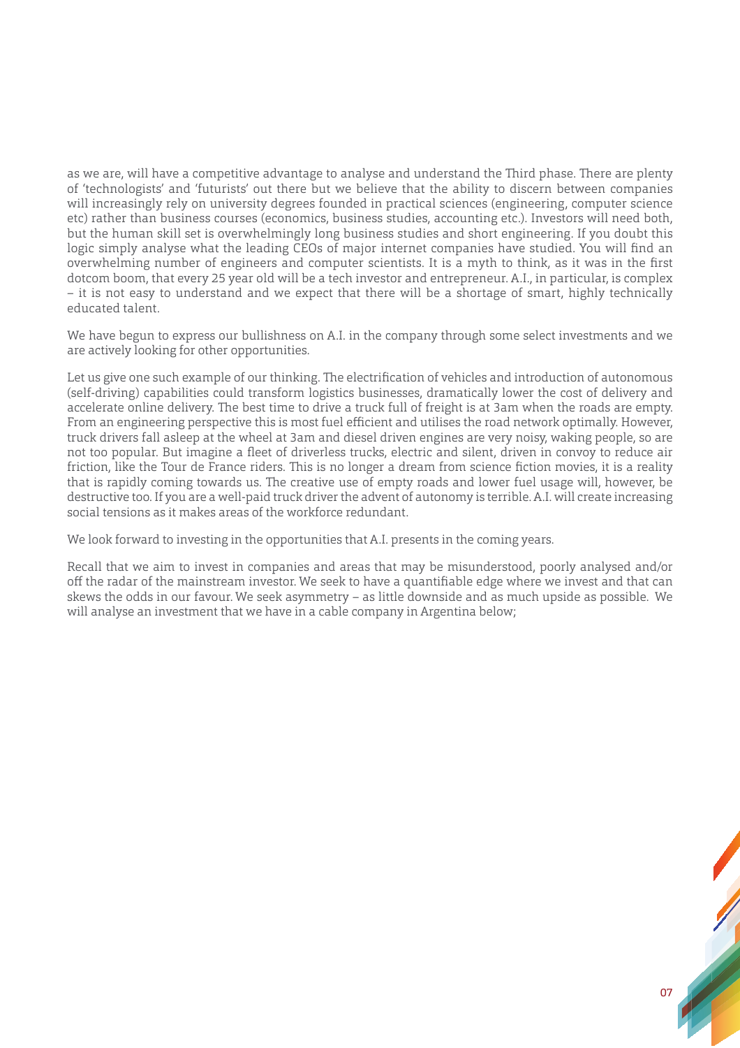as we are, will have a competitive advantage to analyse and understand the Third phase. There are plenty of 'technologists' and 'futurists' out there but we believe that the ability to discern between companies will increasingly rely on university degrees founded in practical sciences (engineering, computer science etc) rather than business courses (economics, business studies, accounting etc.). Investors will need both, but the human skill set is overwhelmingly long business studies and short engineering. If you doubt this logic simply analyse what the leading CEOs of major internet companies have studied. You will find an overwhelming number of engineers and computer scientists. It is a myth to think, as it was in the first dotcom boom, that every 25 year old will be a tech investor and entrepreneur. A.I., in particular, is complex – it is not easy to understand and we expect that there will be a shortage of smart, highly technically educated talent.

We have begun to express our bullishness on A.I. in the company through some select investments and we are actively looking for other opportunities.

Let us give one such example of our thinking. The electrification of vehicles and introduction of autonomous (self-driving) capabilities could transform logistics businesses, dramatically lower the cost of delivery and accelerate online delivery. The best time to drive a truck full of freight is at 3am when the roads are empty. From an engineering perspective this is most fuel efficient and utilises the road network optimally. However, truck drivers fall asleep at the wheel at 3am and diesel driven engines are very noisy, waking people, so are not too popular. But imagine a fleet of driverless trucks, electric and silent, driven in convoy to reduce air friction, like the Tour de France riders. This is no longer a dream from science fiction movies, it is a reality that is rapidly coming towards us. The creative use of empty roads and lower fuel usage will, however, be destructive too. If you are a well-paid truck driver the advent of autonomy is terrible. A.I. will create increasing social tensions as it makes areas of the workforce redundant.

We look forward to investing in the opportunities that A.I. presents in the coming years.

Recall that we aim to invest in companies and areas that may be misunderstood, poorly analysed and/or off the radar of the mainstream investor. We seek to have a quantifiable edge where we invest and that can skews the odds in our favour. We seek asymmetry – as little downside and as much upside as possible. We will analyse an investment that we have in a cable company in Argentina below;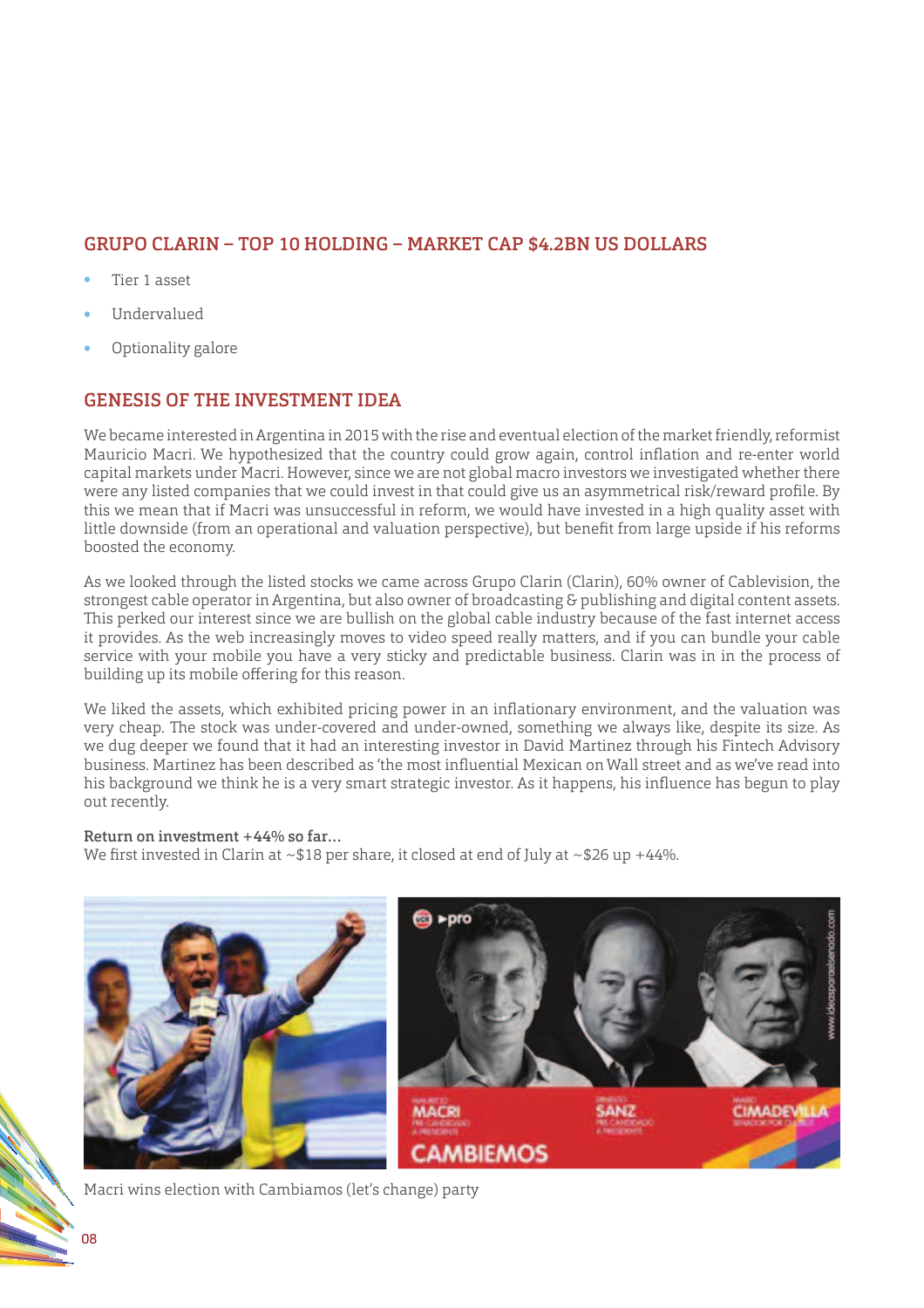## GRUPO CLARIN – TOP 10 HOLDING – MARKET CAP $4.2BN US DOLLARS

- Tier 1 asset
- Undervalued
- Optionality galore

## GENESIS OF THE INVESTMENT IDEA

We became interested in Argentina in 2015 with the rise and eventual election of the market friendly, reformist Mauricio Macri. We hypothesized that the country could grow again, control inflation and re-enter world capital markets under Macri. However, since we are not global macro investors we investigated whether there were any listed companies that we could invest in that could give us an asymmetrical risk/reward profile. By this we mean that if Macri was unsuccessful in reform, we would have invested in a high quality asset with little downside (from an operational and valuation perspective), but benefit from large upside if his reforms boosted the economy.

As we looked through the listed stocks we came across Grupo Clarin (Clarin), 60% owner of Cablevision, the strongest cable operator in Argentina, but also owner of broadcasting & publishing and digital content assets. This perked our interest since we are bullish on the global cable industry because of the fast internet access it provides. As the web increasingly moves to video speed really matters, and if you can bundle your cable service with your mobile you have a very sticky and predictable business. Clarin was in in the process of building up its mobile offering for this reason.

We liked the assets, which exhibited pricing power in an inflationary environment, and the valuation was very cheap. The stock was under-covered and under-owned, something we always like, despite its size. As we dug deeper we found that it had an interesting investor in David Martinez through his Fintech Advisory business. Martinez has been described as 'the most influential Mexican on Wall street and as we've read into his background we think he is a very smart strategic investor. As it happens, his influence has begun to play out recently.

**Return on investment +44% so far...**
We first invested in Clarin at ~$18 per share, it closed at end of July at ~$26 up +44%.

Macri wins election with Cambiamos (let's change) party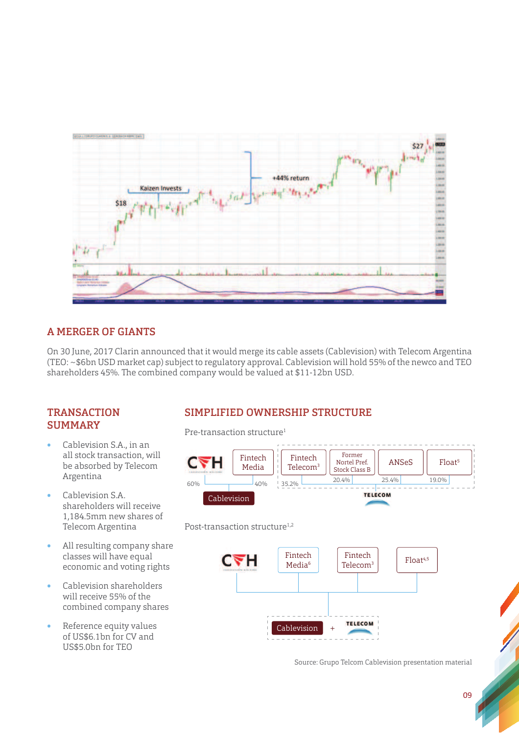## A MERGER OF GIANTS

On 30 June, 2017 Clarin announced that it would merge its cable assets (Cablevision) with Telecom Argentina (TEO: ~$6bn USD market cap) subject to regulatory approval. Cablevision will hold 55% of the newco and TEO shareholders 45%. The combined company would be valued at $11-12bn USD.

## TRANSACTION SUMMARY

- Cablevision S.A., in an all stock transaction, will be absorbed by Telecom Argentina
- Cablevision S.A. shareholders will receive 1,184.5mm new shares of Telecom Argentina
- All resulting company share classes will have equal economic and voting rights
- Cablevision shareholders will receive 55% of the combined company shares
- Reference equity values of US$6.1bn for CV and US$5.0bn for TEO

## SIMPLIFIED OWNERSHIP STRUCTURE

Pre-transaction structure[1]

Post-transaction structure[1,2]

Source: Grupo Telcom Cablevision presentation material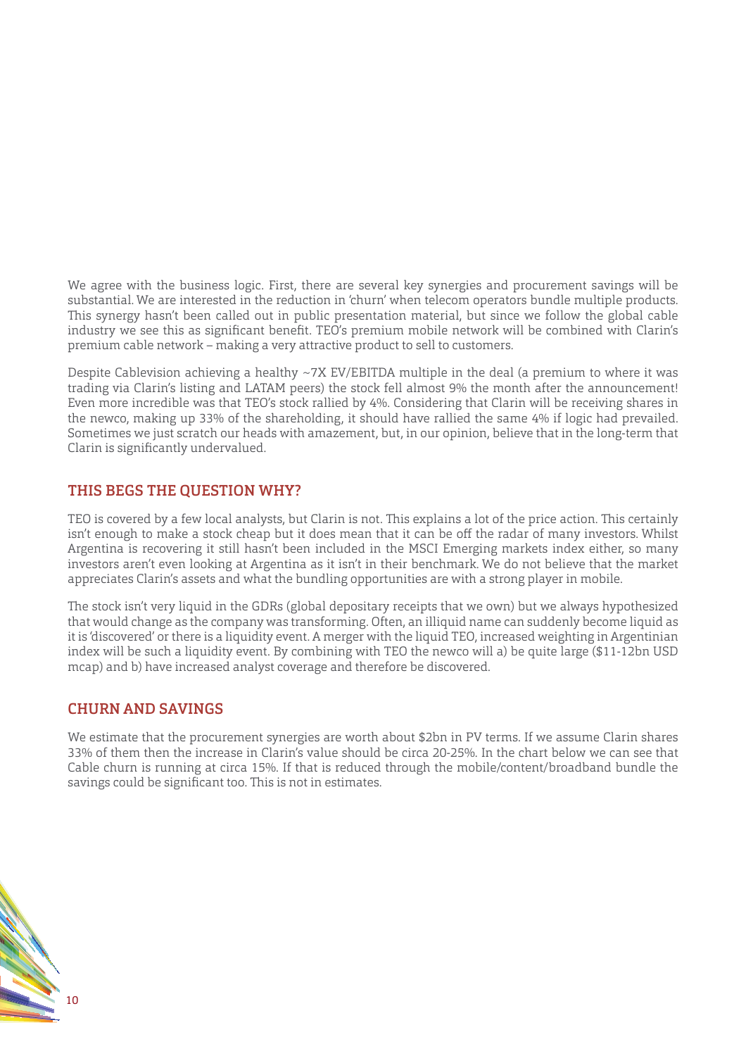We agree with the business logic. First, there are several key synergies and procurement savings will be substantial. We are interested in the reduction in 'churn' when telecom operators bundle multiple products. This synergy hasn't been called out in public presentation material, but since we follow the global cable industry we see this as significant benefit. TEO's premium mobile network will be combined with Clarin's premium cable network – making a very attractive product to sell to customers.

Despite Cablevision achieving a healthy ~7X EV/EBITDA multiple in the deal (a premium to where it was trading via Clarin's listing and LATAM peers) the stock fell almost 9% the month after the announcement! Even more incredible was that TEO's stock rallied by 4%. Considering that Clarin will be receiving shares in the newco, making up 33% of the shareholding, it should have rallied the same 4% if logic had prevailed. Sometimes we just scratch our heads with amazement, but, in our opinion, believe that in the long-term that Clarin is significantly undervalued.

## THIS BEGS THE QUESTION WHY?

TEO is covered by a few local analysts, but Clarin is not. This explains a lot of the price action. This certainly isn't enough to make a stock cheap but it does mean that it can be off the radar of many investors. Whilst Argentina is recovering it still hasn't been included in the MSCI Emerging markets index either, so many investors aren't even looking at Argentina as it isn't in their benchmark. We do not believe that the market appreciates Clarin's assets and what the bundling opportunities are with a strong player in mobile.

The stock isn't very liquid in the GDRs (global depositary receipts that we own) but we always hypothesized that would change as the company was transforming. Often, an illiquid name can suddenly become liquid as it is 'discovered' or there is a liquidity event. A merger with the liquid TEO, increased weighting in Argentinian index will be such a liquidity event. By combining with TEO the newco will a) be quite large ($11-12bn USD mcap) and b) have increased analyst coverage and therefore be discovered.

## CHURN AND SAVINGS

We estimate that the procurement synergies are worth about $2bn in PV terms. If we assume Clarin shares 33% of them then the increase in Clarin's value should be circa 20-25%. In the chart below we can see that Cable churn is running at circa 15%. If that is reduced through the mobile/content/broadband bundle the savings could be significant too. This is not in estimates.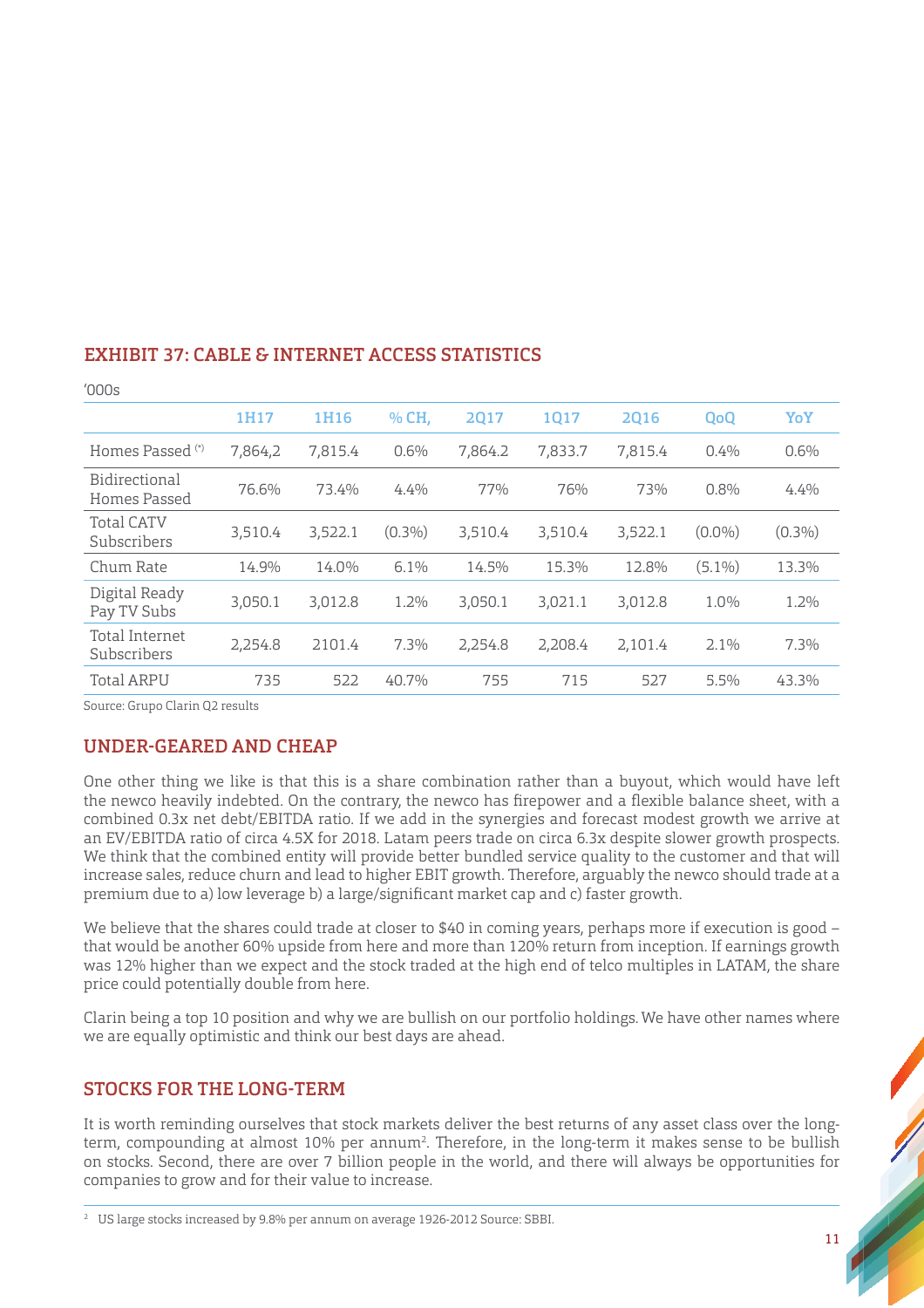## EXHIBIT 37: CABLE & INTERNET ACCESS STATISTICS

'000s

| | 1H17 | 1H16 | % CH, | 2Q17 | 1Q17 | 2Q16 | QoQ | YoY |
|---|---|---|---|---|---|---|---|---|
| Homes Passed (*) | 7,864,2 | 7,815.4 | 0.6% | 7,864.2 | 7,833.7 | 7,815.4 | 0.4% | 0.6% |
| Bidirectional Homes Passed | 76.6% | 73.4% | 4.4% | 77% | 76% | 73% | 0.8% | 4.4% |
| Total CATV Subscribers | 3,510.4 | 3,522.1 | (0.3%) | 3,510.4 | 3,510.4 | 3,522.1 | (0.0%) | (0.3%) |
| Churn Rate | 14.9% | 14.0% | 6.1% | 14.5% | 15.3% | 12.8% | (5.1%) | 13.3% |
| Digital Ready Pay TV Subs | 3,050.1 | 3,012.8 | 1.2% | 3,050.1 | 3,021.1 | 3,012.8 | 1.0% | 1.2% |
| Total Internet Subscribers | 2,254.8 | 2101.4 | 7.3% | 2,254.8 | 2,208.4 | 2,101.4 | 2.1% | 7.3% |
| Total ARPU | 735 | 522 | 40.7% | 755 | 715 | 527 | 5.5% | 43.3% |

Source: Grupo Clarin Q2 results

## UNDER-GEARED AND CHEAP

One other thing we like is that this is a share combination rather than a buyout, which would have left the newco heavily indebted. On the contrary, the newco has firepower and a flexible balance sheet, with a combined 0.3x net debt/EBITDA ratio. If we add in the synergies and forecast modest growth we arrive at an EV/EBITDA ratio of circa 4.5X for 2018. Latam peers trade on circa 6.3x despite slower growth prospects. We think that the combined entity will provide better bundled service quality to the customer and that will increase sales, reduce churn and lead to higher EBIT growth. Therefore, arguably the newco should trade at a premium due to a) low leverage b) a large/significant market cap and c) faster growth.

We believe that the shares could trade at closer to $40 in coming years, perhaps more if execution is good – that would be another 60% upside from here and more than 120% return from inception. If earnings growth was 12% higher than we expect and the stock traded at the high end of telco multiples in LATAM, the share price could potentially double from here.

Clarin being a top 10 position and why we are bullish on our portfolio holdings. We have other names where we are equally optimistic and think our best days are ahead.

## STOCKS FOR THE LONG-TERM

It is worth reminding ourselves that stock markets deliver the best returns of any asset class over the long-term, compounding at almost 10% per annum[2]. Therefore, in the long-term it makes sense to be bullish on stocks. Second, there are over 7 billion people in the world, and there will always be opportunities for companies to grow and for their value to increase.

[2] US large stocks increased by 9.8% per annum on average 1926-2012 Source: SBBI.